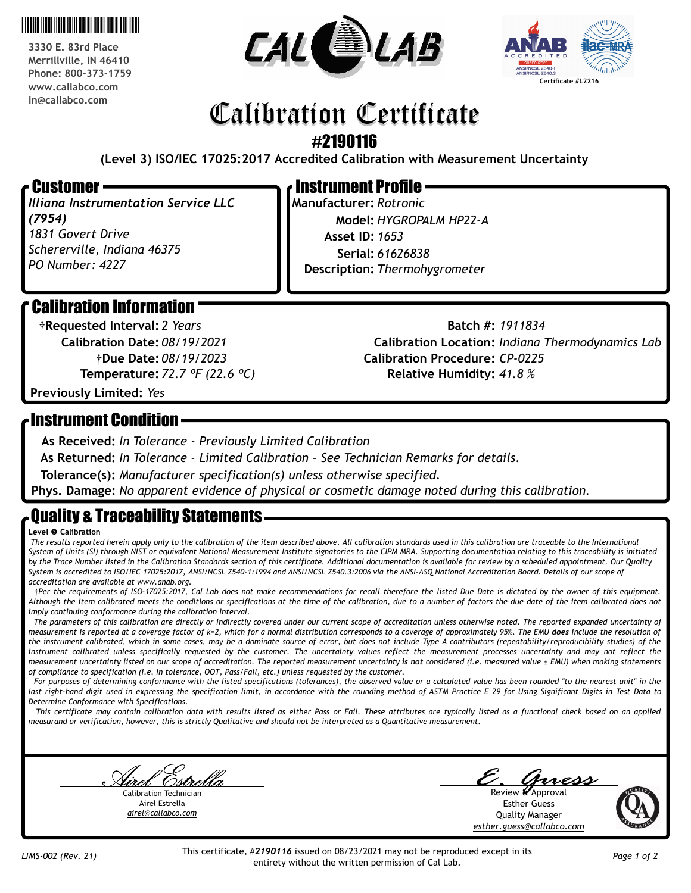3330 E. 83rd Place
Merrillville, IN 46410
Phone: 800-373-1759
www.callabco.com
in@callabco.com

CAL LAB

ANAB ACCREDITED ISO/IEC 17025 ANSI/NCSL Z540-1 ANSI/NCSL Z540.3 · ilac-MRA
Certificate #L2216

# Calibration Certificate

## #2190116

**(Level 3) ISO/IEC 17025:2017 Accredited Calibration with Measurement Uncertainty**

## Customer

*Illiana Instrumentation Service LLC (7954)*
*1831 Govert Drive*
*Schererville, Indiana 46375*
*PO Number: 4227*

## Instrument Profile

**Manufacturer:** *Rotronic*
**Model:** *HYGROPALM HP22-A*
**Asset ID:** *1653*
**Serial:** *61626838*
**Description:** *Thermohygrometer*

## Calibration Information

**†Requested Interval:** *2 Years*
**Calibration Date:** *08/19/2021*
**†Due Date:** *08/19/2023*
**Temperature:** *72.7 °F (22.6 °C)*
**Previously Limited:** *Yes*

**Batch #:** *1911834*
**Calibration Location:** *Indiana Thermodynamics Lab*
**Calibration Procedure:** *CP-0225*
**Relative Humidity:** *41.8 %*

## Instrument Condition

**As Received:** *In Tolerance - Previously Limited Calibration*
**As Returned:** *In Tolerance - Limited Calibration - See Technician Remarks for details.*
**Tolerance(s):** *Manufacturer specification(s) unless otherwise specified.*
**Phys. Damage:** *No apparent evidence of physical or cosmetic damage noted during this calibration.*

## Quality & Traceability Statements

**Level ❸ Calibration**

*The results reported herein apply only to the calibration of the item described above. All calibration standards used in this calibration are traceable to the International System of Units (SI) through NIST or equivalent National Measurement Institute signatories to the CIPM MRA. Supporting documentation relating to this traceability is initiated by the Trace Number listed in the Calibration Standards section of this certificate. Additional documentation is available for review by a scheduled appointment. Our Quality System is accredited to ISO/IEC 17025:2017, ANSI/NCSL Z540-1:1994 and ANSI/NCSL Z540.3:2006 via the ANSI-ASQ National Accreditation Board. Details of our scope of accreditation are available at www.anab.org.*

*†Per the requirements of ISO-17025:2017, Cal Lab does not make recommendations for recall therefore the listed Due Date is dictated by the owner of this equipment. Although the item calibrated meets the conditions or specifications at the time of the calibration, due to a number of factors the due date of the item calibrated does not imply continuing conformance during the calibration interval.*

*The parameters of this calibration are directly or indirectly covered under our current scope of accreditation unless otherwise noted. The reported expanded uncertainty of measurement is reported at a coverage factor of k=2, which for a normal distribution corresponds to a coverage of approximately 95%. The EMU **does** include the resolution of the instrument calibrated, which in some cases, may be a dominate source of error, but does not include Type A contributors (repeatability/reproducibility studies) of the instrument calibrated unless specifically requested by the customer. The uncertainty values reflect the measurement processes uncertainty and may not reflect the measurement uncertainty listed on our scope of accreditation. The reported measurement uncertainty **is not** considered (i.e. measured value ± EMU) when making statements of compliance to specification (i.e. In tolerance, OOT, Pass/Fail, etc.) unless requested by the customer.*

*For purposes of determining conformance with the listed specifications (tolerances), the observed value or a calculated value has been rounded "to the nearest unit" in the last right-hand digit used in expressing the specification limit, in accordance with the rounding method of ASTM Practice E 29 for Using Significant Digits in Test Data to Determine Conformance with Specifications.*

*This certificate may contain calibration data with results listed as either Pass or Fail. These attributes are typically listed as a functional check based on an applied measurand or verification, however, this is strictly Qualitative and should not be interpreted as a Quantitative measurement.*

*Airel Estrella* (signature)
Calibration Technician
Airel Estrella
*airel@callabco.com*

*E. Guess* (signature)
Review & Approval
Esther Guess
Quality Manager
*esther.guess@callabco.com*

*LIMS-002 (Rev. 21)*

This certificate, #***2190116*** issued on 08/23/2021 may not be reproduced except in its entirety without the written permission of Cal Lab.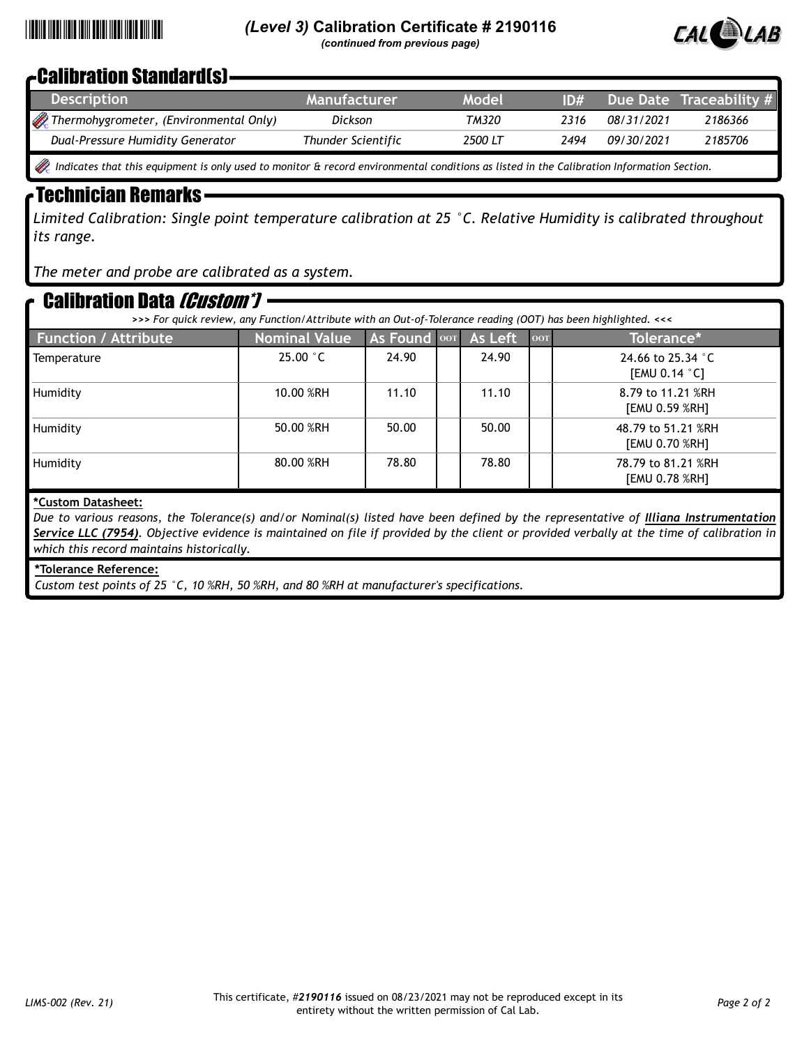## Calibration Standard(s)

| Description | Manufacturer | Model | ID# | Due Date | Traceability # |
|---|---|---|---|---|---|
| Thermohygrometer, (Environmental Only) | Dickson | TM320 | 2316 | 08/31/2021 | 2186366 |
| Dual-Pressure Humidity Generator | Thunder Scientific | 2500 LT | 2494 | 09/30/2021 | 2185706 |

*Indicates that this equipment is only used to monitor & record environmental conditions as listed in the Calibration Information Section.*

## Technician Remarks

*Limited Calibration: Single point temperature calibration at 25 °C. Relative Humidity is calibrated throughout its range.*

*The meter and probe are calibrated as a system.*

## Calibration Data *(Custom*)*

*>>> For quick review, any Function/Attribute with an Out-of-Tolerance reading (OOT) has been highlighted. <<<*

| Function / Attribute | Nominal Value | As Found | OOT | As Left | OOT | Tolerance* |
|---|---|---|---|---|---|---|
| Temperature | 25.00 °C | 24.90 | | 24.90 | | 24.66 to 25.34 °C [EMU 0.14 °C] |
| Humidity | 10.00 %RH | 11.10 | | 11.10 | | 8.79 to 11.21 %RH [EMU 0.59 %RH] |
| Humidity | 50.00 %RH | 50.00 | | 50.00 | | 48.79 to 51.21 %RH [EMU 0.70 %RH] |
| Humidity | 80.00 %RH | 78.80 | | 78.80 | | 78.79 to 81.21 %RH [EMU 0.78 %RH] |

**\*Custom Datasheet:**

*Due to various reasons, the Tolerance(s) and/or Nominal(s) listed have been defined by the representative of **Illiana Instrumentation Service LLC (7954)**. Objective evidence is maintained on file if provided by the client or provided verbally at the time of calibration in which this record maintains historically.*

**\*Tolerance Reference:**

*Custom test points of 25 °C, 10 %RH, 50 %RH, and 80 %RH at manufacturer's specifications.*

This certificate, #*2190116* issued on 08/23/2021 may not be reproduced except in its entirety without the written permission of Cal Lab.